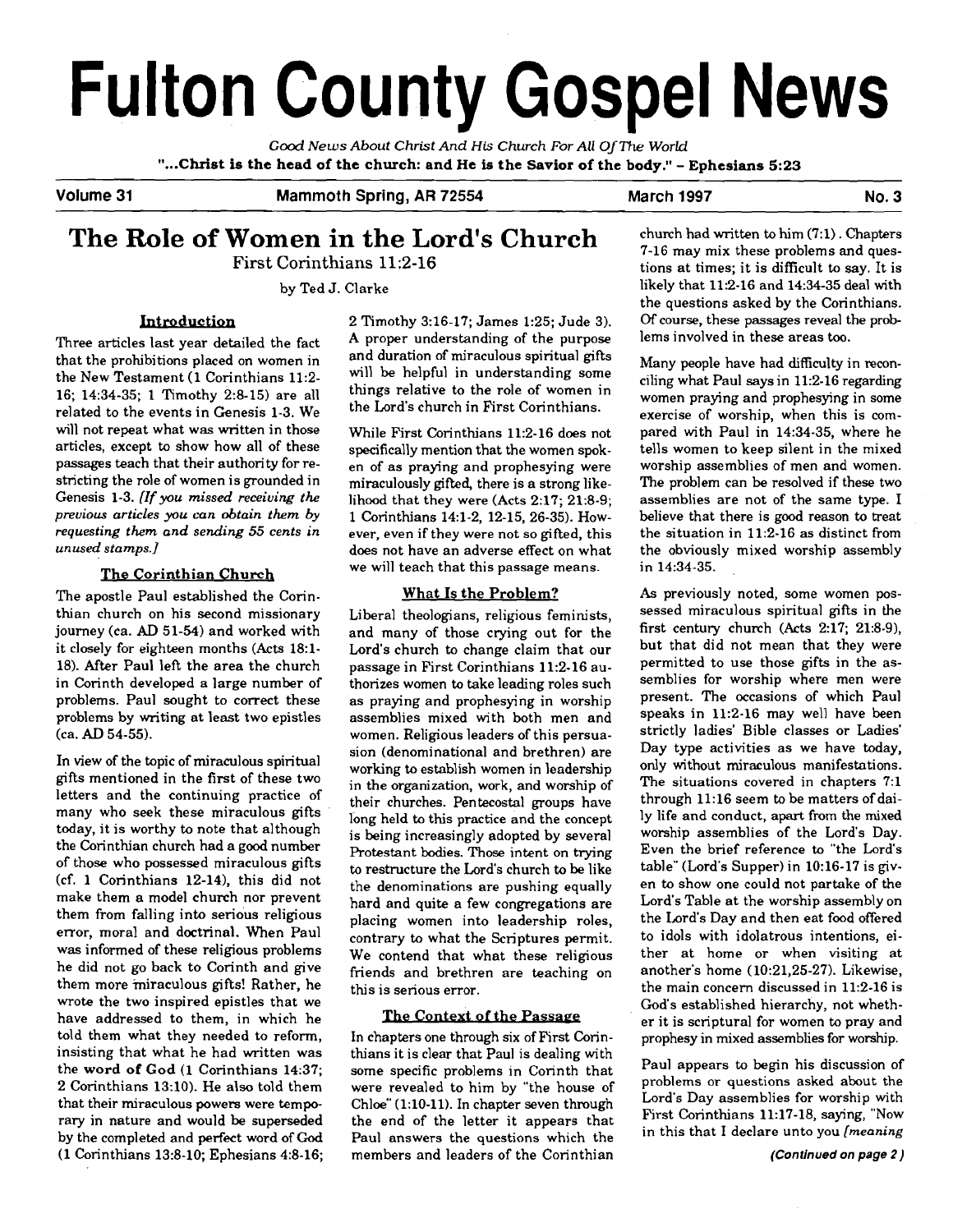# Fulton County Gospel News

*Good News About Christ And His Church For All Of The World*

**"...Christ is the head of the church: and He is the Savior of the body." - Ephesians 5:23**

Volume 31 | Mammoth Spring, AR 72554 | March 1997 | No. 3

## The Role of Women in the Lord's Church

First Corinthians 11:2-16

by Ted J. Clarke

### Introduction

Three articles last year detailed the fact that the prohibitions placed on women in the New Testament (1 Corinthians 11:2-16; 14:34-35; 1 Timothy 2:8-15) are all related to the events in Genesis 1-3. We will not repeat what was written in those articles, except to show how all of these passages teach that their authority for restricting the role of women is grounded in Genesis 1-3. *[If you missed receiving the previous articles you can obtain them by requesting them and sending 55 cents in unused stamps.]*

### The Corinthian Church

The apostle Paul established the Corinthian church on his second missionary journey (ca. AD 51-54) and worked with it closely for eighteen months (Acts 18:1-18). After Paul left the area the church in Corinth developed a large number of problems. Paul sought to correct these problems by writing at least two epistles (ca. AD 54-55).

In view of the topic of miraculous spiritual gifts mentioned in the first of these two letters and the continuing practice of many who seek these miraculous gifts today, it is worthy to note that although the Corinthian church had a good number of those who possessed miraculous gifts (cf. 1 Corinthians 12-14), this did not make them a model church nor prevent them from falling into serious religious error, moral and doctrinal. When Paul was informed of these religious problems he did not go back to Corinth and give them more miraculous gifts! Rather, he wrote the two inspired epistles that we have addressed to them, in which he told them what they needed to reform, insisting that what he had written was the **word of God** (1 Corinthians 14:37; 2 Corinthians 13:10). He also told them that their miraculous powers were temporary in nature and would be superseded by the completed and perfect word of God (1 Corinthians 13:8-10; Ephesians 4:8-16; 2 Timothy 3:16-17; James 1:25; Jude 3). A proper understanding of the purpose and duration of miraculous spiritual gifts will be helpful in understanding some things relative to the role of women in the Lord's church in First Corinthians.

While First Corinthians 11:2-16 does not specifically mention that the women spoken of as praying and prophesying were miraculously gifted, there is a strong likelihood that they were (Acts 2:17; 21:8-9; 1 Corinthians 14:1-2, 12-15, 26-35). However, even if they were not so gifted, this does not have an adverse effect on what we will teach that this passage means.

### What Is the Problem?

Liberal theologians, religious feminists, and many of those crying out for the Lord's church to change claim that our passage in First Corinthians 11:2-16 authorizes women to take leading roles such as praying and prophesying in worship assemblies mixed with both men and women. Religious leaders of this persuasion (denominational and brethren) are working to establish women in leadership in the organization, work, and worship of their churches. Pentecostal groups have long held to this practice and the concept is being increasingly adopted by several Protestant bodies. Those intent on trying to restructure the Lord's church to be like the denominations are pushing equally hard and quite a few congregations are placing women into leadership roles, contrary to what the Scriptures permit. We contend that what these religious friends and brethren are teaching on this is serious error.

### The Context of the Passage

In chapters one through six of First Corinthians it is clear that Paul is dealing with some specific problems in Corinth that were revealed to him by "the house of Chloe" (1:10-11). In chapter seven through the end of the letter it appears that Paul answers the questions which the members and leaders of the Corinthian church had written to him (7:1). Chapters 7-16 may mix these problems and questions at times; it is difficult to say. It is likely that 11:2-16 and 14:34-35 deal with the questions asked by the Corinthians. Of course, these passages reveal the problems involved in these areas too.

Many people have had difficulty in reconciling what Paul says in 11:2-16 regarding women praying and prophesying in some exercise of worship, when this is compared with Paul in 14:34-35, where he tells women to keep silent in the mixed worship assemblies of men and women. The problem can be resolved if these two assemblies are not of the same type. I believe that there is good reason to treat the situation in 11:2-16 as distinct from the obviously mixed worship assembly in 14:34-35.

As previously noted, some women possessed miraculous spiritual gifts in the first century church (Acts 2:17; 21:8-9), but that did not mean that they were permitted to use those gifts in the assemblies for worship where men were present. The occasions of which Paul speaks in 11:2-16 may well have been strictly ladies' Bible classes or Ladies' Day type activities as we have today, only without miraculous manifestations. The situations covered in chapters 7:1 through 11:16 seem to be matters of daily life and conduct, apart from the mixed worship assemblies of the Lord's Day. Even the brief reference to "the Lord's table" (Lord's Supper) in 10:16-17 is given to show one could not partake of the Lord's Table at the worship assembly on the Lord's Day and then eat food offered to idols with idolatrous intentions, either at home or when visiting at another's home (10:21,25-27). Likewise, the main concern discussed in 11:2-16 is God's established hierarchy, not whether it is scriptural for women to pray and prophesy in mixed assemblies for worship.

Paul appears to begin his discussion of problems or questions asked about the Lord's Day assemblies for worship with First Corinthians 11:17-18, saying, "Now in this that I declare unto you *[meaning*

***(Continued on page 2)***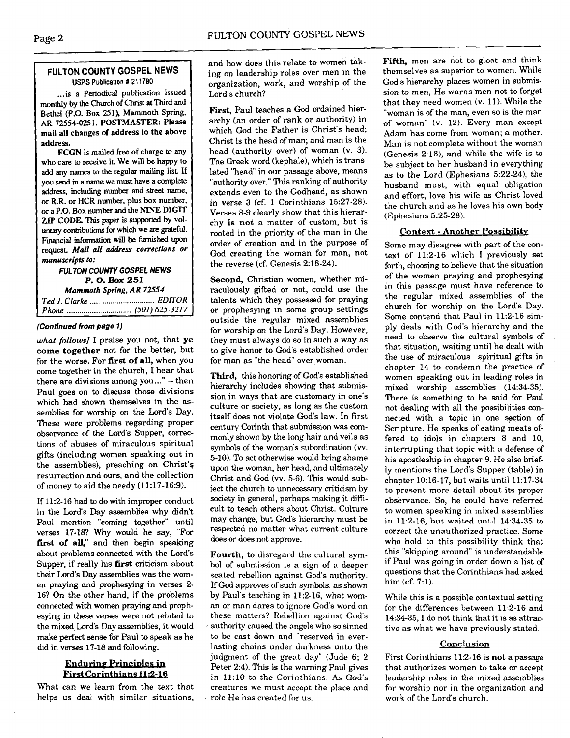**FULTON COUNTY GOSPEL NEWS**
USPS Publication # 211780

...is a Periodical publication issued monthly by the Church of Christ at Third and Bethel (P.O. Box 251), Mammoth Spring, AR 72554-0251. **POSTMASTER: Please mail all changes of address to the above address.**

FCGN is mailed free of charge to any who care to receive it. We will be happy to add any names to the regular mailing list. If you send in a name we must have a complete address, including number and street name, or R.R. or HCR number, plus box number, or a P.O. Box number and the **NINE DIGIT ZIP CODE.** This paper is supported by voluntary contributions for which we are grateful. Financial information will be furnished upon request. ***Mail all address corrections or manuscripts to:***

***FULTON COUNTY GOSPEL NEWS***
**P. O. Box 251**
***Mammoth Spring, AR 72554***

*Ted J. Clarke* .............................. *EDITOR*
*Phone* .............................. *(501) 625-3217*

***(Continued from page 1)***

*what follows]* I praise you not, that **ye come together** not for the better, but for the worse. For **first of all,** when you come together in the church, I hear that there are divisions among you..." – then Paul goes on to discuss those divisions which had shown themselves in the assemblies for worship on the Lord's Day. These were problems regarding proper observance of the Lord's Supper, corrections of abuses of miraculous spiritual gifts (including women speaking out in the assemblies), preaching on Christ's resurrection and ours, and the collection of money to aid the needy (11:17-16:9).

If 11:2-16 had to do with improper conduct in the Lord's Day assemblies why didn't Paul mention "coming together" until verses 17-18? Why would he say, "For **first of all,**" and then begin speaking about problems connected with the Lord's Supper, if really his **first** criticism about their Lord's Day assemblies was the women praying and prophesying in verses 2-16? On the other hand, if the problems connected with women praying and prophesying in these verses were not related to the mixed Lord's Day assemblies, it would make perfect sense for Paul to speak as he did in verses 17-18 and following.

## Enduring Principles in First Corinthians 11:2-16

What can we learn from the text that helps us deal with similar situations, and how does this relate to women taking on leadership roles over men in the organization, work, and worship of the Lord's church?

**First,** Paul teaches a God ordained hierarchy (an order of rank or authority) in which God the Father is Christ's head; Christ is the head of man; and man is the head (authority over) of woman (v. 3). The Greek word (kephale), which is translated "head" in our passage above, means "authority over." This ranking of authority extends even to the Godhead, as shown in verse 3 (cf. 1 Corinthians 15:27-28). Verses 8-9 clearly show that this hierarchy **is not** a matter of custom, but is rooted in the priority of the man in the order of creation and in the purpose of God creating the woman for man, not the reverse (cf. Genesis 2:18-24).

**Second,** Christian women, whether miraculously gifted or not, could use the talents which they possessed for praying or prophesying in some group settings outside the regular mixed assemblies for worship on the Lord's Day. However, they must always do so in such a way as to give honor to God's established order for man as "the head" over woman.

**Third,** this honoring of God's established hierarchy includes showing that submission in ways that are customary in one's culture or society, as long as the custom itself does not violate God's law. In first century Corinth that submission was commonly shown by the long hair and veils as symbols of the woman's subordination (vv. 5-10). To act otherwise would bring shame upon the woman, her head, and ultimately Christ and God (vv. 5-6). This would subject the church to unnecessary criticism by society in general, perhaps making it difficult to teach others about Christ. Culture may change, but God's hierarchy must be respected no matter what current culture does or does not approve.

**Fourth,** to disregard the cultural symbol of submission is a sign of a deeper seated rebellion against God's authority. If God approves of such symbols, as shown by Paul's teaching in 11:2-16, what woman or man dares to ignore God's word on these matters? Rebellion against God's authority caused the angels who so sinned to be cast down and "reserved in everlasting chains under darkness unto the judgment of the great day" (Jude 6; 2 Peter 2:4). This is the warning Paul gives in 11:10 to the Corinthians. As God's creatures we must accept the place and role He has created for us.

**Fifth,** men are not to gloat and think themselves as superior to women. While God's hierarchy places women in submission to men, He warns men not to forget that they need women (v. 11). While the "woman is of the man, even so is the man of woman" (v. 12). Every man except Adam has come from woman; a mother. Man is not complete without the woman (Genesis 2:18), and while the wife is to be subject to her husband in everything as to the Lord (Ephesians 5:22-24), the husband must, with equal obligation and effort, love his wife as Christ loved the church and as he loves his own body (Ephesians 5:25-28).

## Context - Another Possibility

Some may disagree with part of the context of 11:2-16 which I previously set forth, choosing to believe that the situation of the women praying and prophesying in this passage must have reference to the regular mixed assemblies of the church for worship on the Lord's Day. Some contend that Paul in 11:2-16 simply deals with God's hierarchy and the need to observe the cultural symbols of that situation, waiting until he dealt with the use of miraculous spiritual gifts in chapter 14 to condemn the practice of women speaking out in leading roles in mixed worship assemblies (14:34-35). There is something to be said for Paul not dealing with all the possibilities connected with a topic in one section of Scripture. He speaks of eating meats offered to idols in chapters 8 and 10, interrupting that topic with a defense of his apostleship in chapter 9. He also briefly mentions the Lord's Supper (table) in chapter 10:16-17, but waits until 11:17-34 to present more detail about its proper observance. So, he could have referred to women speaking in mixed assemblies in 11:2-16, but waited until 14:34-35 to correct the unauthorized practice. Some who hold to this possibility think that this "skipping around" is understandable if Paul was going in order down a list of questions that the Corinthians had asked him (cf. 7:1).

While this is a possible contextual setting for the differences between 11:2-16 and 14:34-35, I do not think that it is as attractive as what we have previously stated.

## Conclusion

First Corinthians 11:2-16 is **not** a passage that authorizes women to take or accept leadership roles in the mixed assemblies for worship nor in the organization and work of the Lord's church.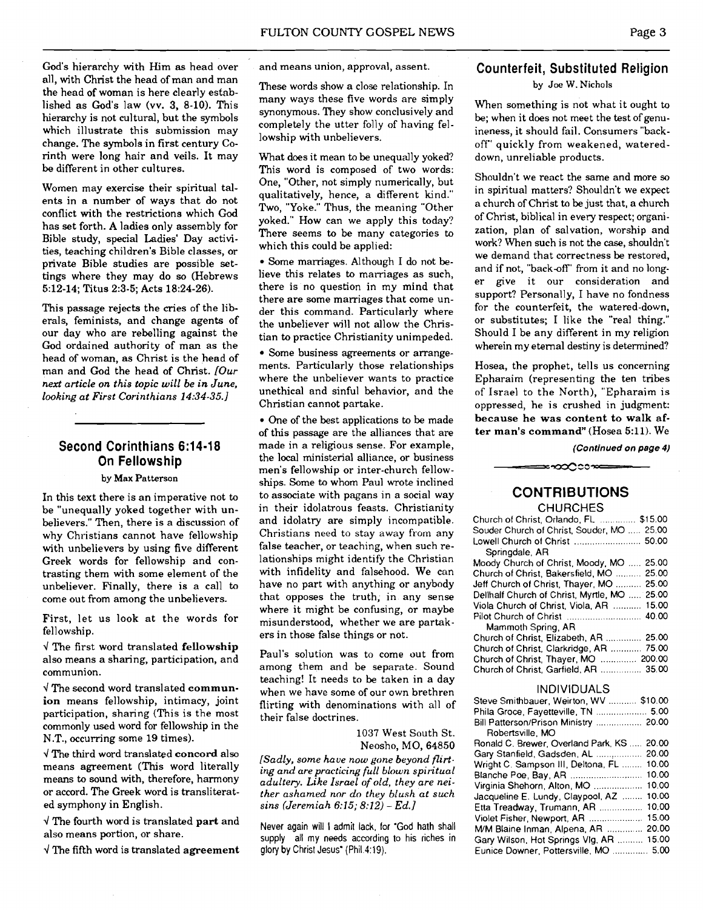God's hierarchy with Him as head over all, with Christ the head of man and man the head of woman is here clearly established as God's law (vv. 3, 8-10). This hierarchy is not cultural, but the symbols which illustrate this submission may change. The symbols in first century Corinth were long hair and veils. It may be different in other cultures.

Women may exercise their spiritual talents in a number of ways that do not conflict with the restrictions which God has set forth. A ladies only assembly for Bible study, special Ladies' Day activities, teaching children's Bible classes, or private Bible studies are possible settings where they may do so (Hebrews 5:12-14; Titus 2:3-5; Acts 18:24-26).

This passage rejects the cries of the liberals, feminists, and change agents of our day who are rebelling against the God ordained authority of man as the head of woman, as Christ is the head of man and God the head of Christ. *[Our next article on this topic will be in June, looking at First Corinthians 14:34-35.]*

## Second Corinthians 6:14-18 On Fellowship

by Max Patterson

In this text there is an imperative not to be "unequally yoked together with unbelievers." Then, there is a discussion of why Christians cannot have fellowship with unbelievers by using five different Greek words for fellowship and contrasting them with some element of the unbeliever. Finally, there is a call to come out from among the unbelievers.

First, let us look at the words for fellowship.

√ The first word translated **fellowship** also means a sharing, participation, and communion.

√ The second word translated **communion** means fellowship, intimacy, joint participation, sharing (This is the most commonly used word for fellowship in the N.T., occurring some 19 times).

√ The third word translated **concord** also means agreement (This word literally means to sound with, therefore, harmony or accord. The Greek word is transliterated symphony in English.

√ The fourth word is translated **part** and also means portion, or share.

√ The fifth word is translated **agreement** and means union, approval, assent.

These words show a close relationship. In many ways these five words are simply synonymous. They show conclusively and completely the utter folly of having fellowship with unbelievers.

What does it mean to be unequally yoked? This word is composed of two words: One, "Other, not simply numerically, but qualitatively, hence, a different kind." Two, "Yoke." Thus, the meaning "Other yoked." How can we apply this today? There seems to be many categories to which this could be applied:

- Some marriages. Although I do not believe this relates to marriages as such, there is no question in my mind that there are some marriages that come under this command. Particularly where the unbeliever will not allow the Christian to practice Christianity unimpeded.
- Some business agreements or arrangements. Particularly those relationships where the unbeliever wants to practice unethical and sinful behavior, and the Christian cannot partake.
- One of the best applications to be made of this passage are the alliances that are made in a religious sense. For example, the local ministerial alliance, or business men's fellowship or inter-church fellowships. Some to whom Paul wrote inclined to associate with pagans in a social way in their idolatrous feasts. Christianity and idolatry are simply incompatible. Christians need to stay away from any false teacher, or teaching, when such relationships might identify the Christian with infidelity and falsehood. We can have no part with anything or anybody that opposes the truth, in any sense where it might be confusing, or maybe misunderstood, whether we are partakers in those false things or not.

Paul's solution was to come out from among them and be separate. Sound teaching! It needs to be taken in a day when we have some of our own brethren flirting with denominations with all of their false doctrines.

1037 West South St.
Neosho, MO, 64850

*[Sadly, some have now gone beyond flirting and are practicing full blown spiritual adultery. Like Israel of old, they are neither ashamed nor do they blush at such sins (Jeremiah 6:15; 8:12) – Ed.]*

Never again will I admit lack, for "God hath shall supply all my needs according to his riches in glory by Christ Jesus" (Phil.4:19).

## Counterfeit, Substituted Religion

by Joe W. Nichols

When something is not what it ought to be; when it does not meet the test of genuineness, it should fail. Consumers "backoff" quickly from weakened, watered-down, unreliable products.

Shouldn't we react the same and more so in spiritual matters? Shouldn't we expect a church of Christ to be just that, a church of Christ, biblical in every respect; organization, plan of salvation, worship and work? When such is not the case, shouldn't we demand that correctness be restored, and if not, "back-off" from it and no longer give it our consideration and support? Personally, I have no fondness for the counterfeit, the watered-down, or substitutes; I like the "real thing." Should I be any different in my religion wherein my eternal destiny is determined?

Hosea, the prophet, tells us concerning Epharaim (representing the ten tribes of Israel to the North), "Epharaim is oppressed, he is crushed in judgment: **because he was content to walk after man's command"** (Hosea 5:11). We

***(Continued on page 4)***

## CONTRIBUTIONS

### CHURCHES

| | |
|---|---|
| Church of Christ, Orlando, FL | $15.00 |
| Souder Church of Christ, Souder, MO | 25.00 |
| Lowell Church of Christ Springdale, AR | 50.00 |
| Moody Church of Christ, Moody, MO | 25.00 |
| Church of Christ, Bakersfield, MO | 25.00 |
| Jeff Church of Christ, Thayer, MO | 25.00 |
| Dellhalf Church of Christ, Myrtle, MO | 25.00 |
| Viola Church of Christ, Viola, AR | 15.00 |
| Pilot Church of Christ Mammoth Spring, AR | 40.00 |
| Church of Christ, Elizabeth, AR | 25.00 |
| Church of Christ, Clarkridge, AR | 75.00 |
| Church of Christ, Thayer, MO | 200.00 |
| Church of Christ, Garfield, AR | 35.00 |

### INDIVIDUALS

| | |
|---|---|
| Steve Smithbauer, Weirton, WV | $10.00 |
| Phila Groce, Fayetteville, TN | 5.00 |
| Bill Patterson/Prison Ministry Robertsville, MO | 20.00 |
| Ronald C. Brewer, Overland Park, KS | 20.00 |
| Gary Stanfield, Gadsden, AL | 20.00 |
| Wright C. Sampson III, Deltona, FL | 10.00 |
| Blanche Poe, Bay, AR | 10.00 |
| Virginia Shehorn, Alton, MO | 10.00 |
| Jacqueline E. Lundy, Claypool, AZ | 10.00 |
| Etta Treadway, Trumann, AR | 10.00 |
| Violet Fisher, Newport, AR | 15.00 |
| M/M Blaine Inman, Alpena, AR | 20.00 |
| Gary Wilson, Hot Springs Vlg, AR | 15.00 |
| Eunice Downer, Pottersville, MO | 5.00 |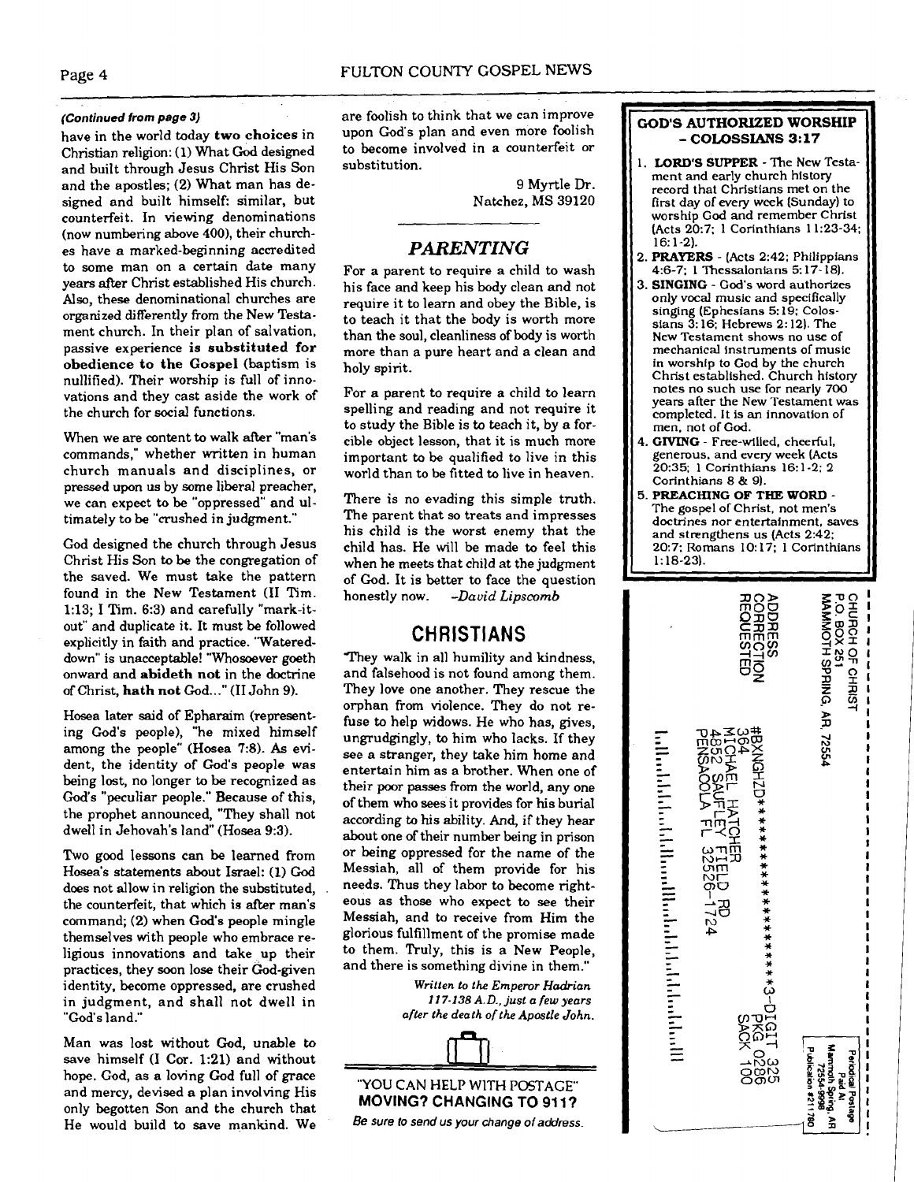*(Continued from page 3)*

have in the world today **two choices** in Christian religion: (1) What God designed and built through Jesus Christ His Son and the apostles; (2) What man has designed and built himself: similar, but counterfeit. In viewing denominations (now numbering above 400), their churches have a marked-beginning accredited to some man on a certain date many years after Christ established His church. Also, these denominational churches are organized differently from the New Testament church. In their plan of salvation, passive experience **is substituted for obedience to the Gospel** (baptism is nullified). Their worship is full of innovations and they cast aside the work of the church for social functions.

When we are content to walk after "man's commands," whether written in human church manuals and disciplines, or pressed upon us by some liberal preacher, we can expect to be "oppressed" and ultimately to be "crushed in judgment."

God designed the church through Jesus Christ His Son to be the congregation of the saved. We must take the pattern found in the New Testament (II Tim. 1:13; I Tim. 6:3) and carefully "mark-it-out" and duplicate it. It must be followed explicitly in faith and practice. "Watered-down" is unacceptable! "Whosoever goeth onward and **abideth not** in the doctrine of Christ, **hath not** God..." (II John 9).

Hosea later said of Epharaim (representing God's people), "he mixed himself among the people" (Hosea 7:8). As evident, the identity of God's people was being lost, no longer to be recognized as God's "peculiar people." Because of this, the prophet announced, "They shall not dwell in Jehovah's land" (Hosea 9:3).

Two good lessons can be learned from Hosea's statements about Israel: (1) God does not allow in religion the substituted, the counterfeit, that which is after man's command; (2) when God's people mingle themselves with people who embrace religious innovations and take up their practices, they soon lose their God-given identity, become oppressed, are crushed in judgment, and shall not dwell in "God's land."

Man was lost without God, unable to save himself (I Cor. 1:21) and without hope. God, as a loving God full of grace and mercy, devised a plan involving His only begotten Son and the church that He would build to save mankind. We are foolish to think that we can improve upon God's plan and even more foolish to become involved in a counterfeit or substitution.

9 Myrtle Dr.
Natchez, MS 39120

## *PARENTING*

For a parent to require a child to wash his face and keep his body clean and not require it to learn and obey the Bible, is to teach it that the body is worth more than the soul, cleanliness of body is worth more than a pure heart and a clean and holy spirit.

For a parent to require a child to learn spelling and reading and not require it to study the Bible is to teach it, by a forcible object lesson, that it is much more important to be qualified to live in this world than to be fitted to live in heaven.

There is no evading this simple truth. The parent that so treats and impresses his child is the worst enemy that the child has. He will be made to feel this when he meets that child at the judgment of God. It is better to face the question honestly now. *–David Lipscomb*

## CHRISTIANS

"They walk in all humility and kindness, and falsehood is not found among them. They love one another. They rescue the orphan from violence. They do not refuse to help widows. He who has, gives, ungrudgingly, to him who lacks. If they see a stranger, they take him home and entertain him as a brother. When one of their poor passes from the world, any one of them who sees it provides for his burial according to his ability. And, if they hear about one of their number being in prison or being oppressed for the name of the Messiah, all of them provide for his needs. Thus they labor to become righteous as those who expect to see their Messiah, and to receive from Him the glorious fulfillment of the promise made to them. Truly, this is a New People, and there is something divine in them."

*Written to the Emperor Hadrian 117-138 A.D., just a few years after the death of the Apostle John.*

"YOU CAN HELP WITH POSTAGE"
**MOVING? CHANGING TO 911?**
*Be sure to send us your change of address.*

### GOD'S AUTHORIZED WORSHIP - COLOSSIANS 3:17

1. **LORD'S SUPPER** - The New Testament and early church history record that Christians met on the first day of every week (Sunday) to worship God and remember Christ (Acts 20:7; 1 Corinthians 11:23-34; 16:1-2).
2. **PRAYERS** - (Acts 2:42; Philippians 4:6-7; 1 Thessalonians 5:17-18).
3. **SINGING** - God's word authorizes only vocal music and specifically singing (Ephesians 5:19; Colossians 3:16; Hebrews 2:12). The New Testament shows no use of mechanical instruments of music in worship to God by the church Christ established. Church history notes no such use for nearly 700 years after the New Testament was completed. It is an innovation of men, not of God.
4. **GIVING** - Free-willed, cheerful, generous, and every week (Acts 20:35; 1 Corinthians 16:1-2; 2 Corinthians 8 & 9).
5. **PREACHING OF THE WORD** - The gospel of Christ, not men's doctrines nor entertainment, saves and strengthens us (Acts 2:42; 20:7; Romans 10:17; 1 Corinthians 1:18-23).

CHURCH OF CHRIST
P.O. BOX 251
MAMMOTH SPRING, AR 72554

ADDRESS
CORRECTION
REQUESTED

Periodical Postage
Paid At
Mammoth Spring, AR
72554-9998
Publication #211780

#BXNGHZD****************3-DIGIT 325
364 PKG 0286
MICHAEL HATCHER SACK 100
4852 SAUFLEY FIELD RD
PENSACOLA FL 32526-1724